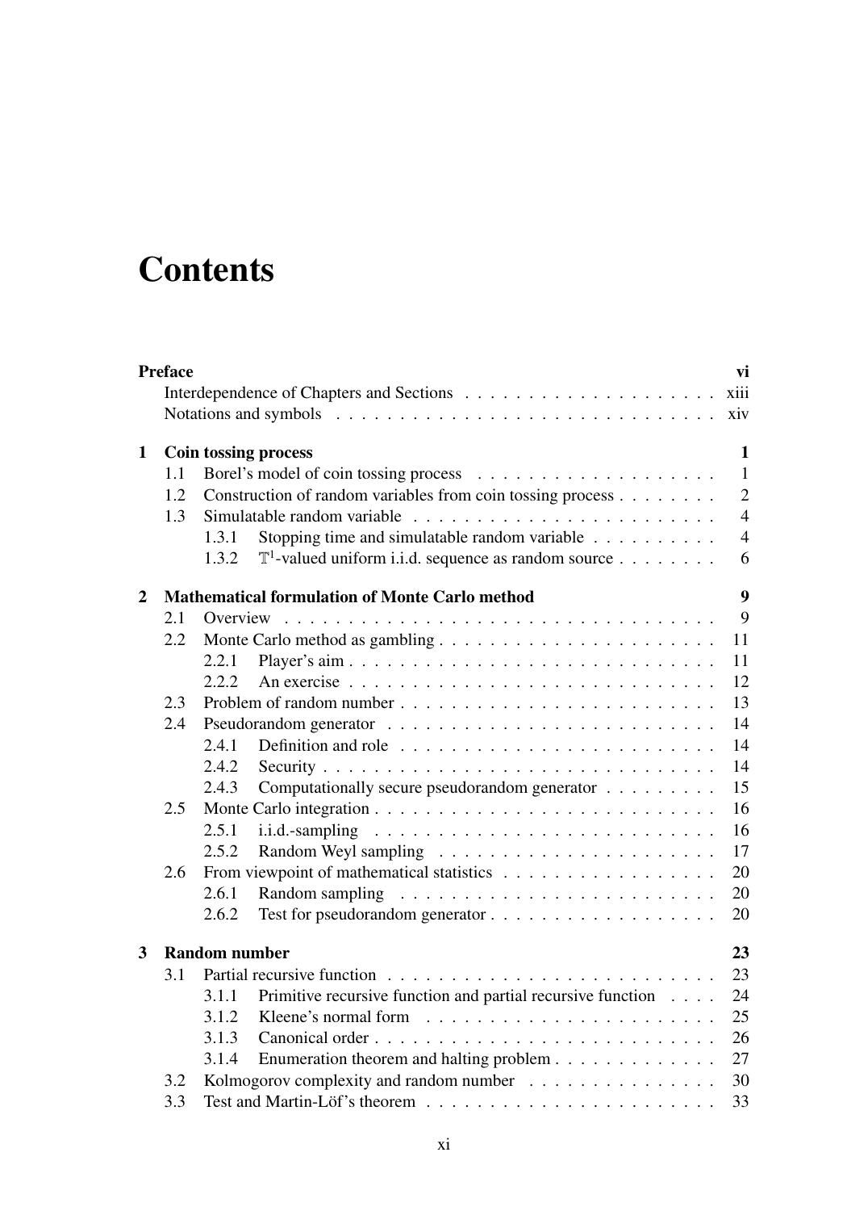# Contents

**Preface** **vi**

Interdependence of Chapters and Sections . . . . . . . . . . . . . . . . . . . . xiii

Notations and symbols . . . . . . . . . . . . . . . . . . . . . . . . . . . . . . xiv

**1 Coin tossing process** **1**

1.1 Borel's model of coin tossing process . . . . . . . . . . . . . . . . . . . 1

1.2 Construction of random variables from coin tossing process . . . . . . . . 2

1.3 Simulatable random variable . . . . . . . . . . . . . . . . . . . . . . . . 4

1.3.1 Stopping time and simulatable random variable . . . . . . . . . . 4

1.3.2 $\mathbb{T}^1$-valued uniform i.i.d. sequence as random source . . . . . . . . 6

**2 Mathematical formulation of Monte Carlo method** **9**

2.1 Overview . . . . . . . . . . . . . . . . . . . . . . . . . . . . . . . . . . 9

2.2 Monte Carlo method as gambling . . . . . . . . . . . . . . . . . . . . . . 11

2.2.1 Player's aim . . . . . . . . . . . . . . . . . . . . . . . . . . . . 11

2.2.2 An exercise . . . . . . . . . . . . . . . . . . . . . . . . . . . . . 12

2.3 Problem of random number . . . . . . . . . . . . . . . . . . . . . . . . . 13

2.4 Pseudorandom generator . . . . . . . . . . . . . . . . . . . . . . . . . . 14

2.4.1 Definition and role . . . . . . . . . . . . . . . . . . . . . . . . . 14

2.4.2 Security . . . . . . . . . . . . . . . . . . . . . . . . . . . . . . . 14

2.4.3 Computationally secure pseudorandom generator . . . . . . . . . 15

2.5 Monte Carlo integration . . . . . . . . . . . . . . . . . . . . . . . . . . . 16

2.5.1 i.i.d.-sampling . . . . . . . . . . . . . . . . . . . . . . . . . . . 16

2.5.2 Random Weyl sampling . . . . . . . . . . . . . . . . . . . . . . 17

2.6 From viewpoint of mathematical statistics . . . . . . . . . . . . . . . . . 20

2.6.1 Random sampling . . . . . . . . . . . . . . . . . . . . . . . . . 20

2.6.2 Test for pseudorandom generator . . . . . . . . . . . . . . . . . . 20

**3 Random number** **23**

3.1 Partial recursive function . . . . . . . . . . . . . . . . . . . . . . . . . . 23

3.1.1 Primitive recursive function and partial recursive function . . . . 24

3.1.2 Kleene's normal form . . . . . . . . . . . . . . . . . . . . . . . 25

3.1.3 Canonical order . . . . . . . . . . . . . . . . . . . . . . . . . . . 26

3.1.4 Enumeration theorem and halting problem . . . . . . . . . . . . . 27

3.2 Kolmogorov complexity and random number . . . . . . . . . . . . . . . 30

3.3 Test and Martin-Löf's theorem . . . . . . . . . . . . . . . . . . . . . . . 33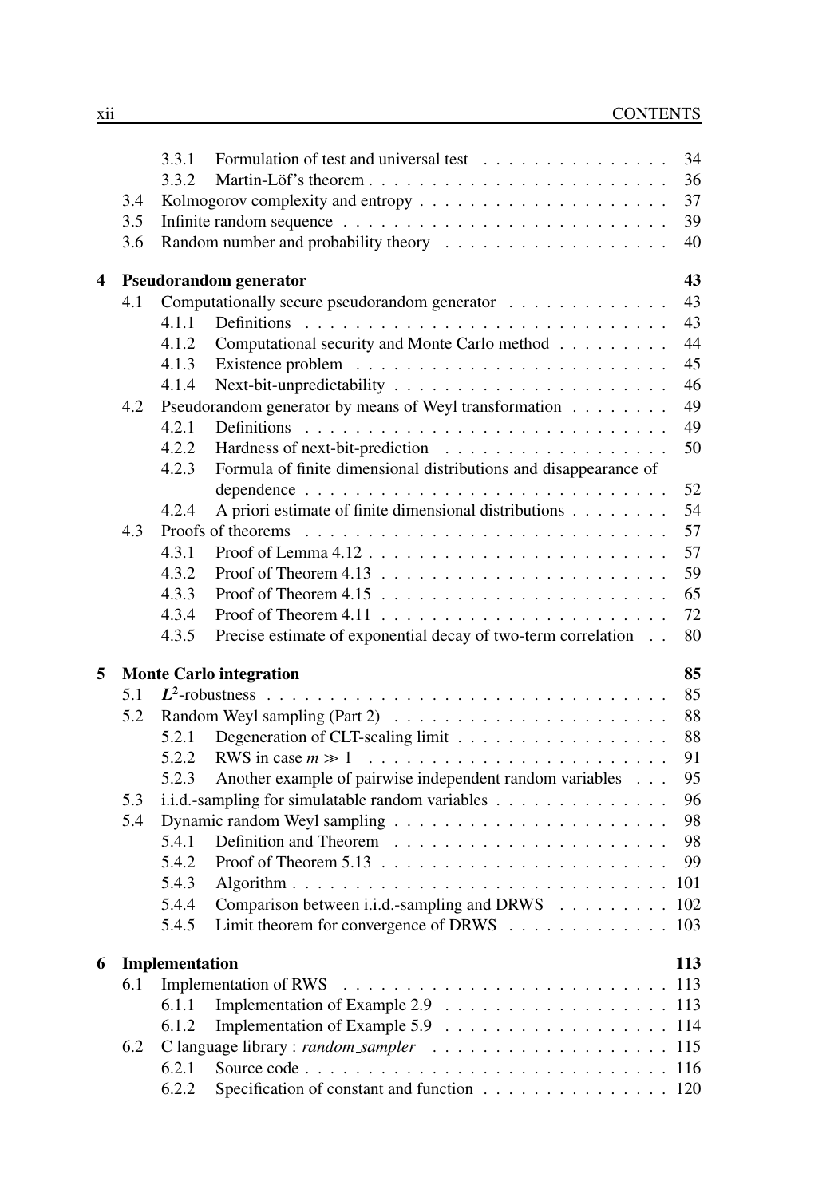- 3.3.1 Formulation of test and universal test . . . 34
- 3.3.2 Martin-Löf's theorem . . . 36
- 3.4 Kolmogorov complexity and entropy . . . 37
- 3.5 Infinite random sequence . . . 39
- 3.6 Random number and probability theory . . . 40

**4 Pseudorandom generator** **43**

- 4.1 Computationally secure pseudorandom generator . . . 43
  - 4.1.1 Definitions . . . 43
  - 4.1.2 Computational security and Monte Carlo method . . . 44
  - 4.1.3 Existence problem . . . 45
  - 4.1.4 Next-bit-unpredictability . . . 46
- 4.2 Pseudorandom generator by means of Weyl transformation . . . 49
  - 4.2.1 Definitions . . . 49
  - 4.2.2 Hardness of next-bit-prediction . . . 50
  - 4.2.3 Formula of finite dimensional distributions and disappearance of dependence . . . 52
  - 4.2.4 A priori estimate of finite dimensional distributions . . . 54
- 4.3 Proofs of theorems . . . 57
  - 4.3.1 Proof of Lemma 4.12 . . . 57
  - 4.3.2 Proof of Theorem 4.13 . . . 59
  - 4.3.3 Proof of Theorem 4.15 . . . 65
  - 4.3.4 Proof of Theorem 4.11 . . . 72
  - 4.3.5 Precise estimate of exponential decay of two-term correlation . . . 80

**5 Monte Carlo integration** **85**

- 5.1 $L^2$-robustness . . . 85
- 5.2 Random Weyl sampling (Part 2) . . . 88
  - 5.2.1 Degeneration of CLT-scaling limit . . . 88
  - 5.2.2 RWS in case $m \gg 1$ . . . 91
  - 5.2.3 Another example of pairwise independent random variables . . . 95
- 5.3 i.i.d.-sampling for simulatable random variables . . . 96
- 5.4 Dynamic random Weyl sampling . . . 98
  - 5.4.1 Definition and Theorem . . . 98
  - 5.4.2 Proof of Theorem 5.13 . . . 99
  - 5.4.3 Algorithm . . . 101
  - 5.4.4 Comparison between i.i.d.-sampling and DRWS . . . 102
  - 5.4.5 Limit theorem for convergence of DRWS . . . 103

**6 Implementation** **113**

- 6.1 Implementation of RWS . . . 113
  - 6.1.1 Implementation of Example 2.9 . . . 113
  - 6.1.2 Implementation of Example 5.9 . . . 114
- 6.2 C language library : *random_sampler* . . . 115
  - 6.2.1 Source code . . . 116
  - 6.2.2 Specification of constant and function . . . 120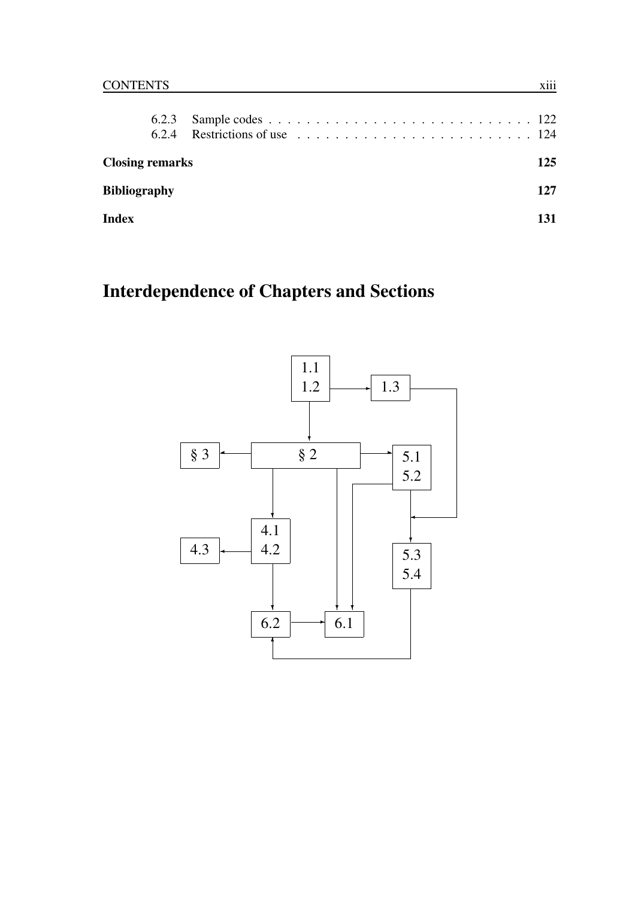6.2.3 Sample codes . . . . . . . . . . . . . . . . . . . . . . . . . . . . 122
6.2.4 Restrictions of use . . . . . . . . . . . . . . . . . . . . . . . . . 124

**Closing remarks** **125**

**Bibliography** **127**

**Index** **131**

# Interdependence of Chapters and Sections

1.1
1.2
1.3
§ 3
§ 2
5.1
5.2
4.1
4.2
4.3
5.3
5.4
6.2
6.1